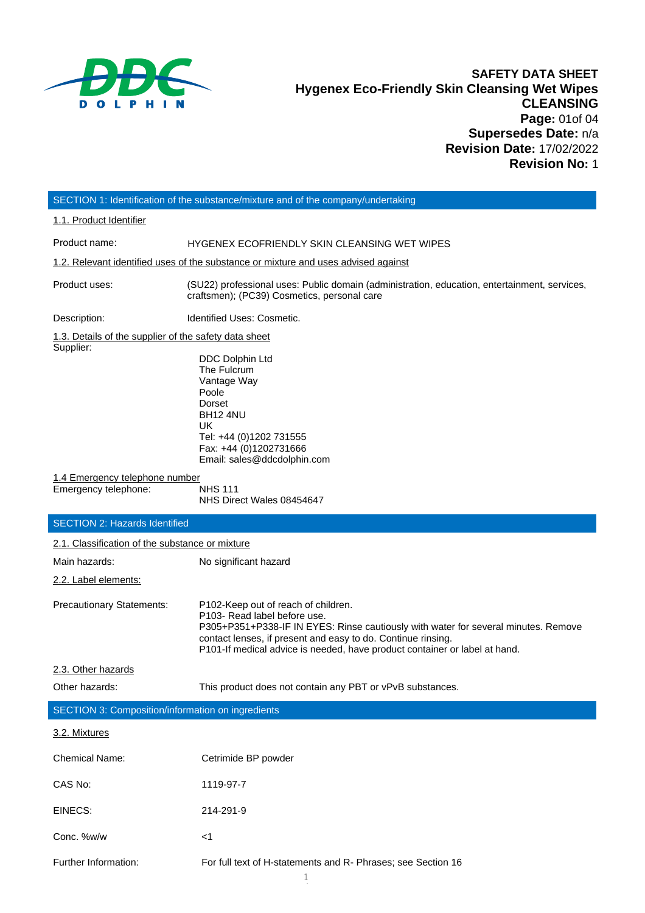# SAFETY DATA SHEET
## Hygenex Eco-Friendly Skin Cleansing Wet Wipes CLEANSING

**Page:** 01of 04
**Supersedes Date:** n/a
**Revision Date:** 17/02/2022
**Revision No:** 1

## SECTION 1: Identification of the substance/mixture and of the company/undertaking

1.1. Product Identifier

Product name: HYGENEX ECOFRIENDLY SKIN CLEANSING WET WIPES

1.2. Relevant identified uses of the substance or mixture and uses advised against

Product uses: (SU22) professional uses: Public domain (administration, education, entertainment, services, craftsmen); (PC39) Cosmetics, personal care

Description: Identified Uses: Cosmetic.

1.3. Details of the supplier of the safety data sheet

Supplier:

DDC Dolphin Ltd
The Fulcrum
Vantage Way
Poole
Dorset
BH12 4NU
UK
Tel: +44 (0)1202 731555
Fax: +44 (0)1202731666
Email: sales@ddcdolphin.com

1.4 Emergency telephone number

Emergency telephone: NHS 111
NHS Direct Wales 08454647

## SECTION 2: Hazards Identified

2.1. Classification of the substance or mixture

Main hazards: No significant hazard

2.2. Label elements:

Precautionary Statements:
P102-Keep out of reach of children.
P103- Read label before use.
P305+P351+P338-IF IN EYES: Rinse cautiously with water for several minutes. Remove contact lenses, if present and easy to do. Continue rinsing.
P101-If medical advice is needed, have product container or label at hand.

2.3. Other hazards

Other hazards: This product does not contain any PBT or vPvB substances.

## SECTION 3: Composition/information on ingredients

3.2. Mixtures

Chemical Name: Cetrimide BP powder

CAS No: 1119-97-7

EINECS: 214-291-9

Conc. %w/w: <1

Further Information: For full text of H-statements and R- Phrases; see Section 16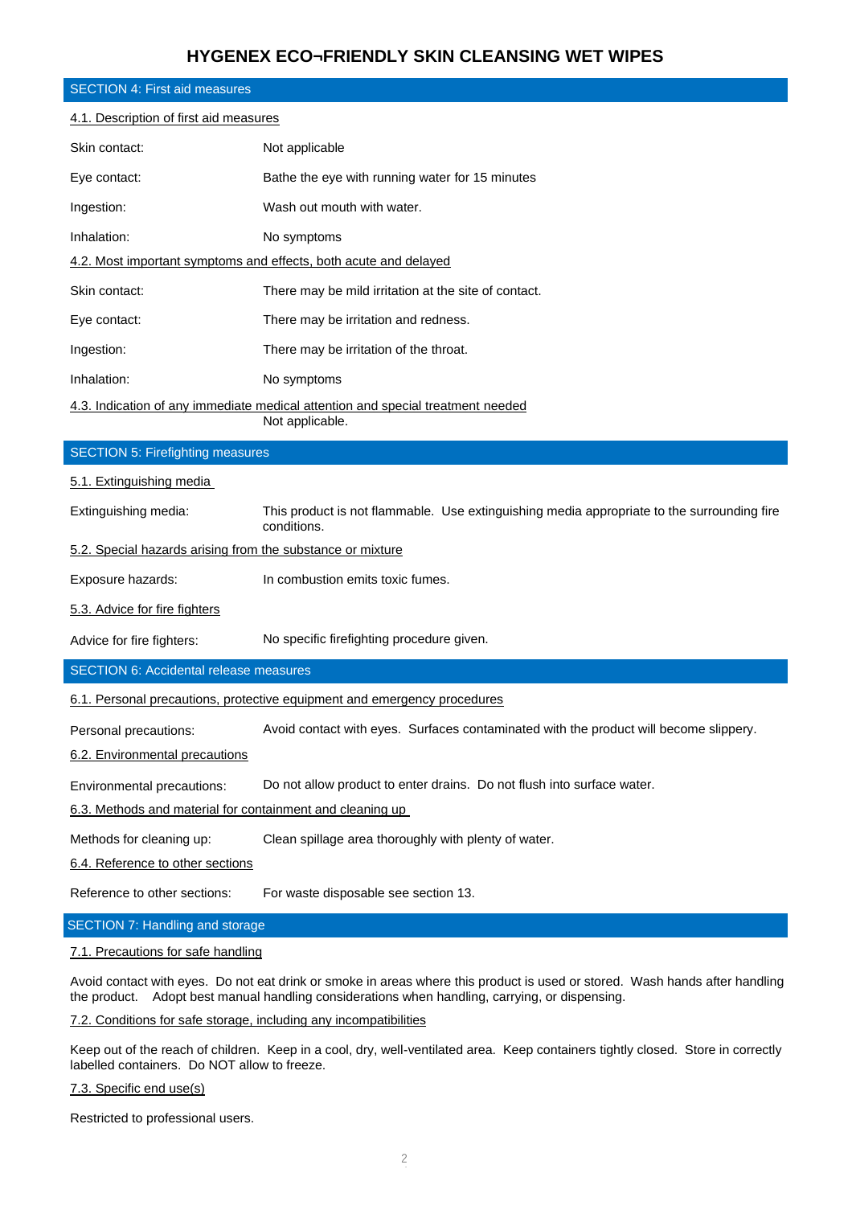# HYGENEX ECO¬FRIENDLY SKIN CLEANSING WET WIPES

## SECTION 4: First aid measures

4.1. Description of first aid measures

| | |
|---|---|
| Skin contact: | Not applicable |
| Eye contact: | Bathe the eye with running water for 15 minutes |
| Ingestion: | Wash out mouth with water. |
| Inhalation: | No symptoms |

4.2. Most important symptoms and effects, both acute and delayed

| | |
|---|---|
| Skin contact: | There may be mild irritation at the site of contact. |
| Eye contact: | There may be irritation and redness. |
| Ingestion: | There may be irritation of the throat. |
| Inhalation: | No symptoms |

4.3. Indication of any immediate medical attention and special treatment needed

Not applicable.

## SECTION 5: Firefighting measures

5.1. Extinguishing media

| | |
|---|---|
| Extinguishing media: | This product is not flammable. Use extinguishing media appropriate to the surrounding fire conditions. |

5.2. Special hazards arising from the substance or mixture

| | |
|---|---|
| Exposure hazards: | In combustion emits toxic fumes. |

5.3. Advice for fire fighters

| | |
|---|---|
| Advice for fire fighters: | No specific firefighting procedure given. |

## SECTION 6: Accidental release measures

6.1. Personal precautions, protective equipment and emergency procedures

| | |
|---|---|
| Personal precautions: | Avoid contact with eyes. Surfaces contaminated with the product will become slippery. |

6.2. Environmental precautions

| | |
|---|---|
| Environmental precautions: | Do not allow product to enter drains. Do not flush into surface water. |

6.3. Methods and material for containment and cleaning up

| | |
|---|---|
| Methods for cleaning up: | Clean spillage area thoroughly with plenty of water. |

6.4. Reference to other sections

| | |
|---|---|
| Reference to other sections: | For waste disposable see section 13. |

## SECTION 7: Handling and storage

7.1. Precautions for safe handling

Avoid contact with eyes. Do not eat drink or smoke in areas where this product is used or stored. Wash hands after handling the product. Adopt best manual handling considerations when handling, carrying, or dispensing.

7.2. Conditions for safe storage, including any incompatibilities

Keep out of the reach of children. Keep in a cool, dry, well-ventilated area. Keep containers tightly closed. Store in correctly labelled containers. Do NOT allow to freeze.

7.3. Specific end use(s)

Restricted to professional users.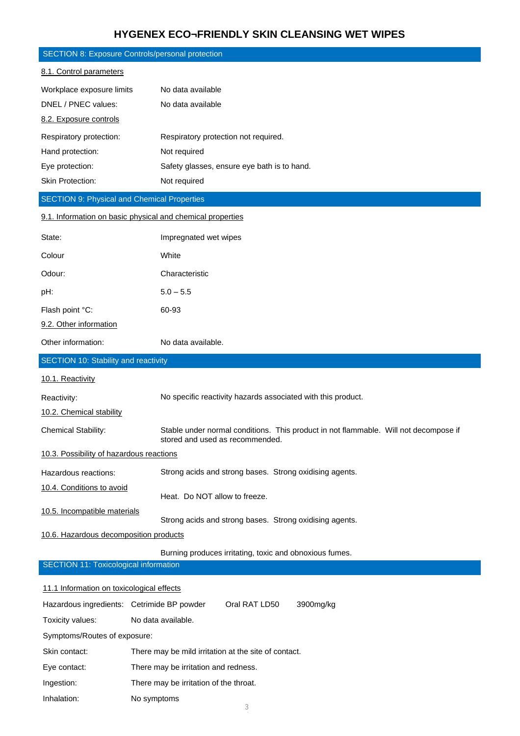# HYGENEX ECO¬FRIENDLY SKIN CLEANSING WET WIPES

## SECTION 8: Exposure Controls/personal protection

### 8.1. Control parameters

| | |
|---|---|
| Workplace exposure limits | No data available |
| DNEL / PNEC values: | No data available |

### 8.2. Exposure controls

| | |
|---|---|
| Respiratory protection: | Respiratory protection not required. |
| Hand protection: | Not required |
| Eye protection: | Safety glasses, ensure eye bath is to hand. |
| Skin Protection: | Not required |

## SECTION 9: Physical and Chemical Properties

### 9.1. Information on basic physical and chemical properties

| | |
|---|---|
| State: | Impregnated wet wipes |
| Colour | White |
| Odour: | Characteristic |
| pH: | 5.0 – 5.5 |
| Flash point °C: | 60-93 |

### 9.2. Other information

| | |
|---|---|
| Other information: | No data available. |

## SECTION 10: Stability and reactivity

### 10.1. Reactivity

| | |
|---|---|
| Reactivity: | No specific reactivity hazards associated with this product. |

### 10.2. Chemical stability

| | |
|---|---|
| Chemical Stability: | Stable under normal conditions. This product in not flammable. Will not decompose if stored and used as recommended. |

### 10.3. Possibility of hazardous reactions

| | |
|---|---|
| Hazardous reactions: | Strong acids and strong bases. Strong oxidising agents. |

### 10.4. Conditions to avoid

Heat. Do NOT allow to freeze.

### 10.5. Incompatible materials

Strong acids and strong bases. Strong oxidising agents.

### 10.6. Hazardous decomposition products

Burning produces irritating, toxic and obnoxious fumes.

## SECTION 11: Toxicological information

### 11.1 Information on toxicological effects

| | | | |
|---|---|---|---|
| Hazardous ingredients: | Cetrimide BP powder | Oral RAT LD50 | 3900mg/kg |
| Toxicity values: | No data available. | | |

Symptoms/Routes of exposure:

| | |
|---|---|
| Skin contact: | There may be mild irritation at the site of contact. |
| Eye contact: | There may be irritation and redness. |
| Ingestion: | There may be irritation of the throat. |
| Inhalation: | No symptoms |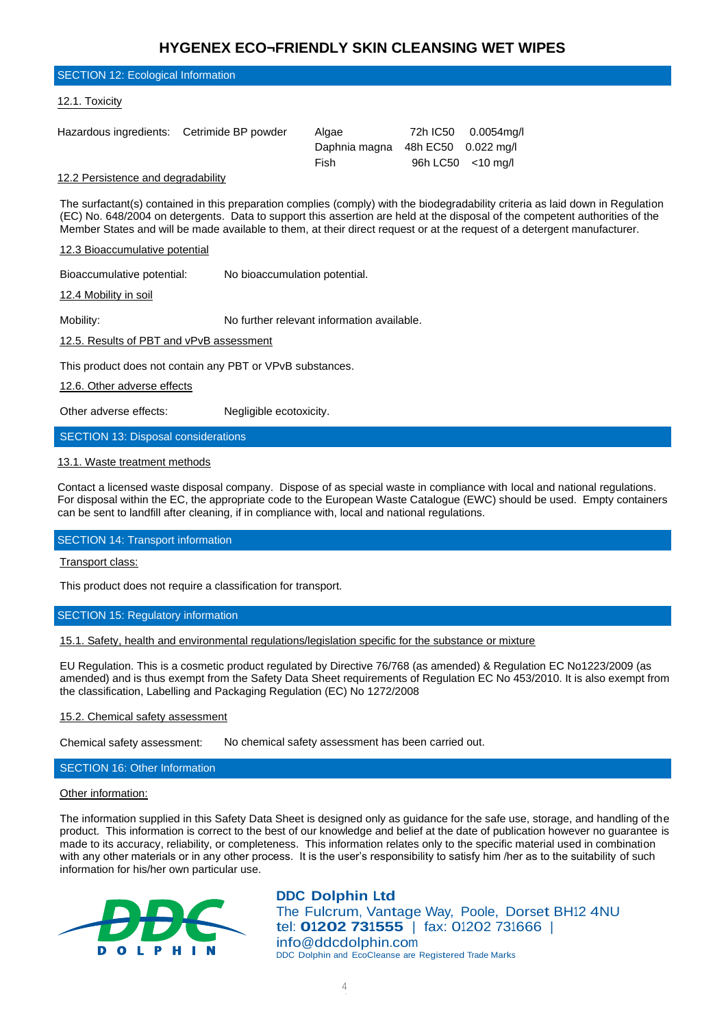# HYGENEX ECO¬FRIENDLY SKIN CLEANSING WET WIPES

## SECTION 12: Ecological Information

### 12.1. Toxicity

| | | | | |
|---|---|---|---|---|
| Hazardous ingredients: | Cetrimide BP powder | Algae | 72h IC50 | 0.0054mg/l |
| | | Daphnia magna | 48h EC50 | 0.022 mg/l |
| | | Fish | 96h LC50 | <10 mg/l |

### 12.2 Persistence and degradability

The surfactant(s) contained in this preparation complies (comply) with the biodegradability criteria as laid down in Regulation (EC) No. 648/2004 on detergents. Data to support this assertion are held at the disposal of the competent authorities of the Member States and will be made available to them, at their direct request or at the request of a detergent manufacturer.

### 12.3 Bioaccumulative potential

Bioaccumulative potential: No bioaccumulation potential.

### 12.4 Mobility in soil

Mobility: No further relevant information available.

### 12.5. Results of PBT and vPvB assessment

This product does not contain any PBT or VPvB substances.

### 12.6. Other adverse effects

Other adverse effects: Negligible ecotoxicity.

## SECTION 13: Disposal considerations

### 13.1. Waste treatment methods

Contact a licensed waste disposal company. Dispose of as special waste in compliance with local and national regulations. For disposal within the EC, the appropriate code to the European Waste Catalogue (EWC) should be used. Empty containers can be sent to landfill after cleaning, if in compliance with, local and national regulations.

## SECTION 14: Transport information

### Transport class:

This product does not require a classification for transport.

## SECTION 15: Regulatory information

### 15.1. Safety, health and environmental regulations/legislation specific for the substance or mixture

EU Regulation. This is a cosmetic product regulated by Directive 76/768 (as amended) & Regulation EC No1223/2009 (as amended) and is thus exempt from the Safety Data Sheet requirements of Regulation EC No 453/2010. It is also exempt from the classification, Labelling and Packaging Regulation (EC) No 1272/2008

### 15.2. Chemical safety assessment

Chemical safety assessment: No chemical safety assessment has been carried out.

## SECTION 16: Other Information

### Other information:

The information supplied in this Safety Data Sheet is designed only as guidance for the safe use, storage, and handling of the product. This information is correct to the best of our knowledge and belief at the date of publication however no guarantee is made to its accuracy, reliability, or completeness. This information relates only to the specific material used in combination with any other materials or in any other process. It is the user's responsibility to satisfy him /her as to the suitability of such information for his/her own particular use.

DDC DOLPHIN

**DDC Dolphin Ltd**
The Fulcrum, Vantage Way, Poole, Dorset BH12 4NU
tel: **01202 731555** | fax: 01202 731666 |
info@ddcdolphin.com
DDC Dolphin and EcoCleanse are Registered Trade Marks